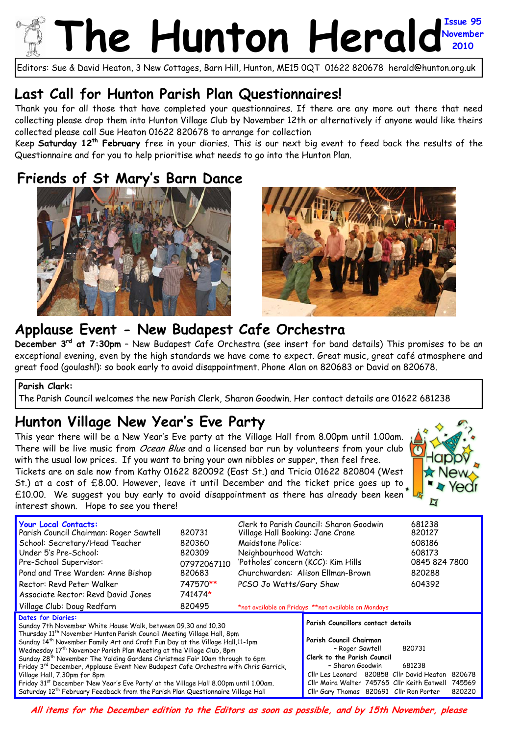# The Hunton Herald

**Issue 95**
**November 2010**

Editors: Sue & David Heaton, 3 New Cottages, Barn Hill, Hunton, ME15 0QT 01622 820678 herald@hunton.org.uk

## Last Call for Hunton Parish Plan Questionnaires!

Thank you for all those that have completed your questionnaires. If there are any more out there that need collecting please drop them into Hunton Village Club by November 12th or alternatively if anyone would like theirs collected please call Sue Heaton 01622 820678 to arrange for collection

Keep **Saturday 12th February** free in your diaries. This is our next big event to feed back the results of the Questionnaire and for you to help prioritise what needs to go into the Hunton Plan.

## Friends of St Mary's Barn Dance

## Applause Event - New Budapest Cafe Orchestra

**December 3rd at 7:30pm** – New Budapest Cafe Orchestra (see insert for band details) This promises to be an exceptional evening, even by the high standards we have come to expect. Great music, great café atmosphere and great food (goulash!): so book early to avoid disappointment. Phone Alan on 820683 or David on 820678.

**Parish Clark:**
The Parish Council welcomes the new Parish Clerk, Sharon Goodwin. Her contact details are 01622 681238

## Hunton Village New Year's Eve Party

This year there will be a New Year's Eve party at the Village Hall from 8.00pm until 1.00am. There will be live music from *Ocean Blue* and a licensed bar run by volunteers from your club with the usual low prices. If you want to bring your own nibbles or supper, then feel free. Tickets are on sale now from Kathy 01622 820092 (East St.) and Tricia 01622 820804 (West St.) at a cost of £8.00. However, leave it until December and the ticket price goes up to £10.00. We suggest you buy early to avoid disappointment as there has already been keen interest shown. Hope to see you there!

Happy New Year

**Your Local Contacts:**

| | | | |
|---|---|---|---|
| Parish Council Chairman: Roger Sawtell | 820731 | Clerk to Parish Council: Sharon Goodwin | 681238 |
| School: Secretary/Head Teacher | 820360 | Village Hall Booking: Jane Crane | 820127 |
| Under 5's Pre-School: | 820309 | Maidstone Police: | 608186 |
| Pre-School Supervisor: | 07972067110 | Neighbourhood Watch: | 608173 |
| Pond and Tree Warden: Anne Bishop | 820683 | 'Potholes' concern (KCC): Kim Hills | 0845 824 7800 |
| Rector: Revd Peter Walker | 747570** | Churchwarden: Alison Ellman-Brown | 820288 |
| Associate Rector: Revd David Jones | 741474* | PCSO Jo Watts/Gary Shaw | 604392 |
| Village Club: Doug Redfarn | 820495 | *not available on Fridays **not available on Mondays | |

**Dates for Diaries:**
Sunday 7th November White House Walk, between 09.30 and 10.30
Thursday 11th November Hunton Parish Council Meeting Village Hall, 8pm
Sunday 14th November Family Art and Craft Fun Day at the Village Hall,11-1pm
Wednesday 17th November Parish Plan Meeting at the Village Club, 8pm
Sunday 28th November The Yalding Gardens Christmas Fair 10am through to 6pm
Friday 3rd December, Applause Event New Budapest Cafe Orchestra with Chris Garrick, Village Hall, 7.30pm for 8pm
Friday 31st December 'New Year's Eve Party' at the Village Hall 8.00pm until 1.00am.
Saturday 12th February Feedback from the Parish Plan Questionnaire Village Hall

**Parish Councillors contact details**

**Parish Council Chairman**
– Roger Sawtell 820731
**Clerk to the Parish Council**
– Sharon Goodwin 681238

| | | | |
|---|---|---|---|
| Cllr Les Leonard | 820858 | Cllr David Heaton | 820678 |
| Cllr Moira Walter | 745765 | Cllr Keith Eatwell | 745569 |
| Cllr Gary Thomas | 820691 | Cllr Ron Porter | 820220 |

***All items for the December edition to the Editors as soon as possible, and by 15th November, please***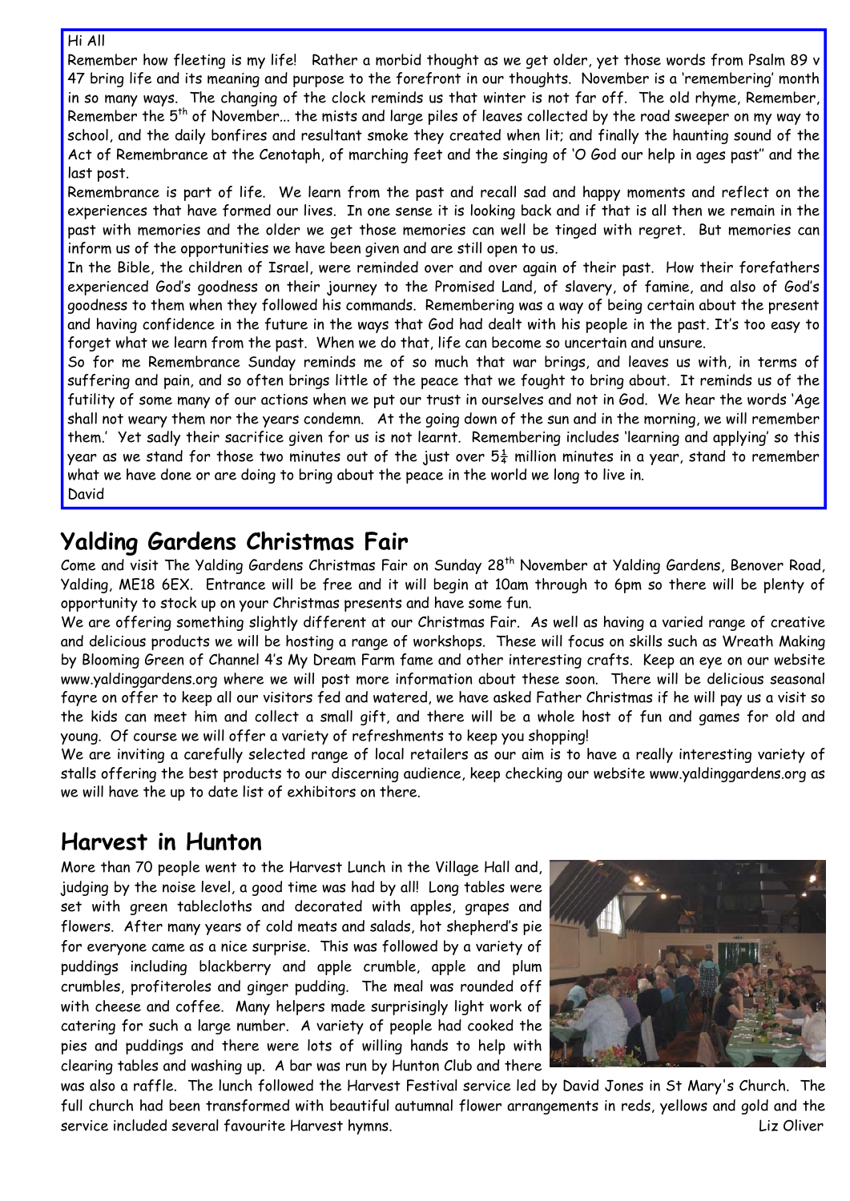Hi All

Remember how fleeting is my life! Rather a morbid thought as we get older, yet those words from Psalm 89 v 47 bring life and its meaning and purpose to the forefront in our thoughts. November is a 'remembering' month in so many ways. The changing of the clock reminds us that winter is not far off. The old rhyme, Remember, Remember the 5th of November... the mists and large piles of leaves collected by the road sweeper on my way to school, and the daily bonfires and resultant smoke they created when lit; and finally the haunting sound of the Act of Remembrance at the Cenotaph, of marching feet and the singing of 'O God our help in ages past'' and the last post.

Remembrance is part of life. We learn from the past and recall sad and happy moments and reflect on the experiences that have formed our lives. In one sense it is looking back and if that is all then we remain in the past with memories and the older we get those memories can well be tinged with regret. But memories can inform us of the opportunities we have been given and are still open to us.

In the Bible, the children of Israel, were reminded over and over again of their past. How their forefathers experienced God's goodness on their journey to the Promised Land, of slavery, of famine, and also of God's goodness to them when they followed his commands. Remembering was a way of being certain about the present and having confidence in the future in the ways that God had dealt with his people in the past. It's too easy to forget what we learn from the past. When we do that, life can become so uncertain and unsure.

So for me Remembrance Sunday reminds me of so much that war brings, and leaves us with, in terms of suffering and pain, and so often brings little of the peace that we fought to bring about. It reminds us of the futility of some many of our actions when we put our trust in ourselves and not in God. We hear the words 'Age shall not weary them nor the years condemn. At the going down of the sun and in the morning, we will remember them.' Yet sadly their sacrifice given for us is not learnt. Remembering includes 'learning and applying' so this year as we stand for those two minutes out of the just over 5¼ million minutes in a year, stand to remember what we have done or are doing to bring about the peace in the world we long to live in.

David

## Yalding Gardens Christmas Fair

Come and visit The Yalding Gardens Christmas Fair on Sunday 28th November at Yalding Gardens, Benover Road, Yalding, ME18 6EX. Entrance will be free and it will begin at 10am through to 6pm so there will be plenty of opportunity to stock up on your Christmas presents and have some fun.

We are offering something slightly different at our Christmas Fair. As well as having a varied range of creative and delicious products we will be hosting a range of workshops. These will focus on skills such as Wreath Making by Blooming Green of Channel 4's My Dream Farm fame and other interesting crafts. Keep an eye on our website www.yaldinggardens.org where we will post more information about these soon. There will be delicious seasonal fayre on offer to keep all our visitors fed and watered, we have asked Father Christmas if he will pay us a visit so the kids can meet him and collect a small gift, and there will be a whole host of fun and games for old and young. Of course we will offer a variety of refreshments to keep you shopping!

We are inviting a carefully selected range of local retailers as our aim is to have a really interesting variety of stalls offering the best products to our discerning audience, keep checking our website www.yaldinggardens.org as we will have the up to date list of exhibitors on there.

## Harvest in Hunton

More than 70 people went to the Harvest Lunch in the Village Hall and, judging by the noise level, a good time was had by all! Long tables were set with green tablecloths and decorated with apples, grapes and flowers. After many years of cold meats and salads, hot shepherd's pie for everyone came as a nice surprise. This was followed by a variety of puddings including blackberry and apple crumble, apple and plum crumbles, profiteroles and ginger pudding. The meal was rounded off with cheese and coffee. Many helpers made surprisingly light work of catering for such a large number. A variety of people had cooked the pies and puddings and there were lots of willing hands to help with clearing tables and washing up. A bar was run by Hunton Club and there was also a raffle. The lunch followed the Harvest Festival service led by David Jones in St Mary's Church. The full church had been transformed with beautiful autumnal flower arrangements in reds, yellows and gold and the service included several favourite Harvest hymns.

Liz Oliver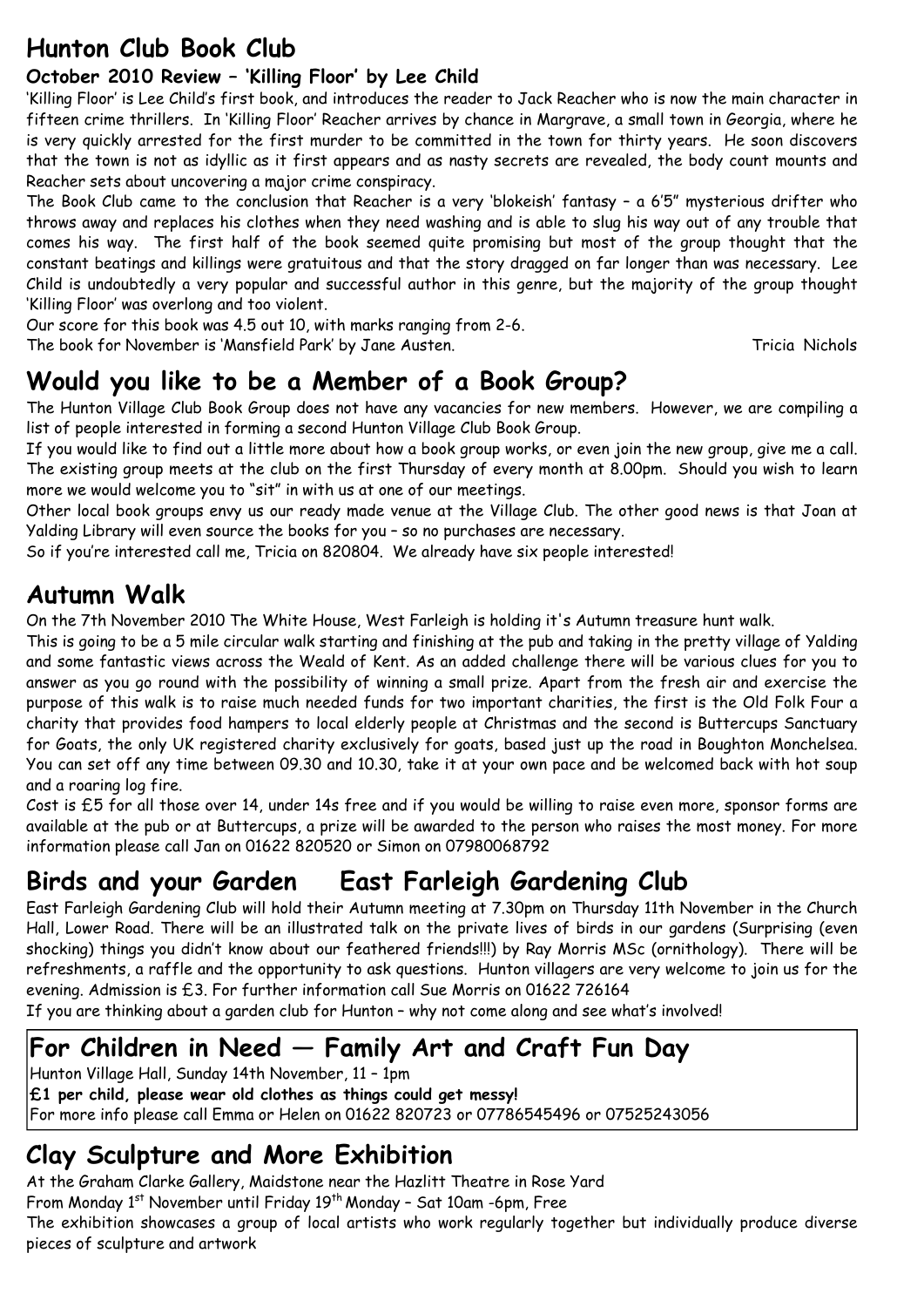## Hunton Club Book Club

### October 2010 Review – 'Killing Floor' by Lee Child

'Killing Floor' is Lee Child's first book, and introduces the reader to Jack Reacher who is now the main character in fifteen crime thrillers. In 'Killing Floor' Reacher arrives by chance in Margrave, a small town in Georgia, where he is very quickly arrested for the first murder to be committed in the town for thirty years. He soon discovers that the town is not as idyllic as it first appears and as nasty secrets are revealed, the body count mounts and Reacher sets about uncovering a major crime conspiracy.

The Book Club came to the conclusion that Reacher is a very 'blokeish' fantasy – a 6'5" mysterious drifter who throws away and replaces his clothes when they need washing and is able to slug his way out of any trouble that comes his way. The first half of the book seemed quite promising but most of the group thought that the constant beatings and killings were gratuitous and that the story dragged on far longer than was necessary. Lee Child is undoubtedly a very popular and successful author in this genre, but the majority of the group thought 'Killing Floor' was overlong and too violent.

Our score for this book was 4.5 out 10, with marks ranging from 2-6.

The book for November is 'Mansfield Park' by Jane Austen.

Tricia Nichols

## Would you like to be a Member of a Book Group?

The Hunton Village Club Book Group does not have any vacancies for new members. However, we are compiling a list of people interested in forming a second Hunton Village Club Book Group.

If you would like to find out a little more about how a book group works, or even join the new group, give me a call. The existing group meets at the club on the first Thursday of every month at 8.00pm. Should you wish to learn more we would welcome you to "sit" in with us at one of our meetings.

Other local book groups envy us our ready made venue at the Village Club. The other good news is that Joan at Yalding Library will even source the books for you – so no purchases are necessary.

So if you're interested call me, Tricia on 820804. We already have six people interested!

## Autumn Walk

On the 7th November 2010 The White House, West Farleigh is holding it's Autumn treasure hunt walk.

This is going to be a 5 mile circular walk starting and finishing at the pub and taking in the pretty village of Yalding and some fantastic views across the Weald of Kent. As an added challenge there will be various clues for you to answer as you go round with the possibility of winning a small prize. Apart from the fresh air and exercise the purpose of this walk is to raise much needed funds for two important charities, the first is the Old Folk Four a charity that provides food hampers to local elderly people at Christmas and the second is Buttercups Sanctuary for Goats, the only UK registered charity exclusively for goats, based just up the road in Boughton Monchelsea. You can set off any time between 09.30 and 10.30, take it at your own pace and be welcomed back with hot soup and a roaring log fire.

Cost is £5 for all those over 14, under 14s free and if you would be willing to raise even more, sponsor forms are available at the pub or at Buttercups, a prize will be awarded to the person who raises the most money. For more information please call Jan on 01622 820520 or Simon on 07980068792

## Birds and your Garden East Farleigh Gardening Club

East Farleigh Gardening Club will hold their Autumn meeting at 7.30pm on Thursday 11th November in the Church Hall, Lower Road. There will be an illustrated talk on the private lives of birds in our gardens (Surprising (even shocking) things you didn't know about our feathered friends!!!) by Ray Morris MSc (ornithology). There will be refreshments, a raffle and the opportunity to ask questions. Hunton villagers are very welcome to join us for the evening. Admission is £3. For further information call Sue Morris on 01622 726164

If you are thinking about a garden club for Hunton – why not come along and see what's involved!

## For Children in Need — Family Art and Craft Fun Day

Hunton Village Hall, Sunday 14th November, 11 – 1pm

**£1 per child, please wear old clothes as things could get messy!**

For more info please call Emma or Helen on 01622 820723 or 07786545496 or 07525243056

## Clay Sculpture and More Exhibition

At the Graham Clarke Gallery, Maidstone near the Hazlitt Theatre in Rose Yard

From Monday 1st November until Friday 19th Monday – Sat 10am -6pm, Free

The exhibition showcases a group of local artists who work regularly together but individually produce diverse pieces of sculpture and artwork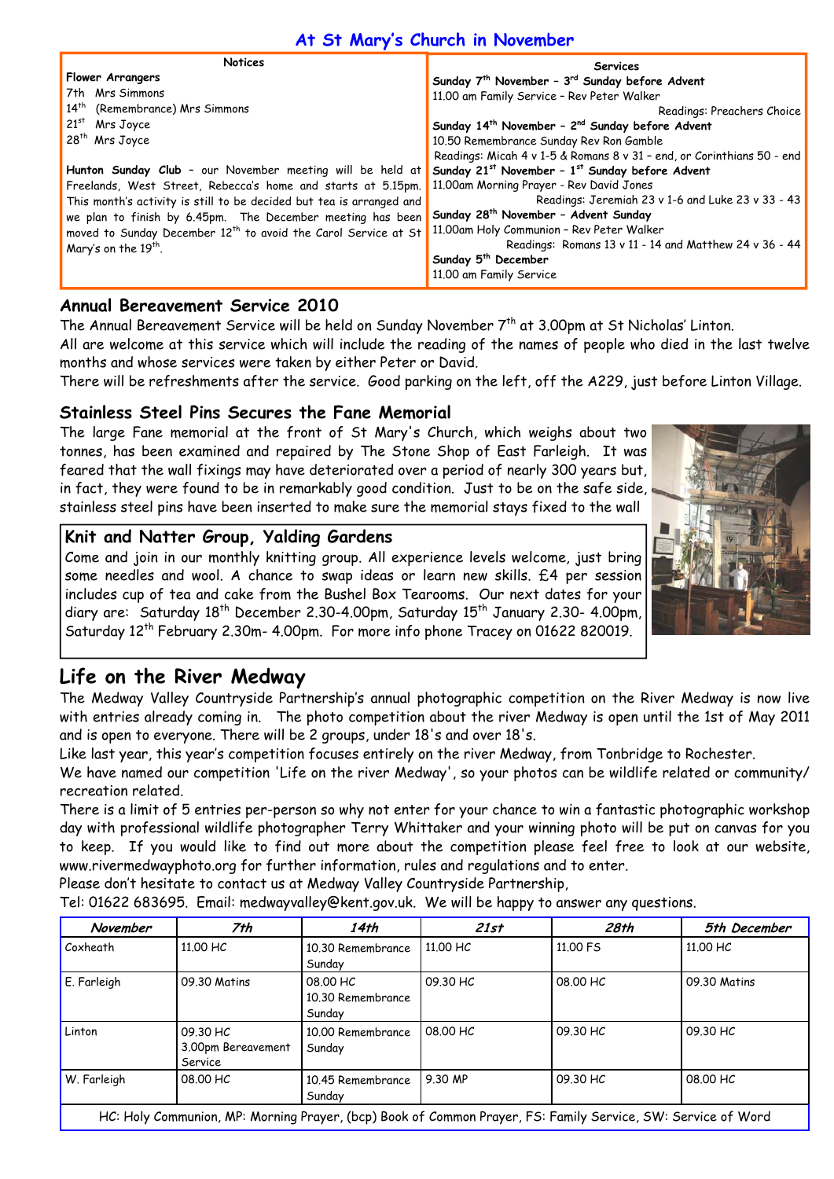## At St Mary's Church in November

| Notices | Services |
|---|---|
| **Flower Arrangers**<br>7th Mrs Simmons<br>14th (Remembrance) Mrs Simmons<br>21st Mrs Joyce<br>28th Mrs Joyce<br><br>**Hunton Sunday Club** – our November meeting will be held at Freelands, West Street, Rebecca's home and starts at 5.15pm. This month's activity is still to be decided but tea is arranged and we plan to finish by 6.45pm. The December meeting has been moved to Sunday December 12th to avoid the Carol Service at St Mary's on the 19th. | **Sunday 7th November – 3rd Sunday before Advent**<br>11.00 am Family Service – Rev Peter Walker<br>Readings: Preachers Choice<br>**Sunday 14th November – 2nd Sunday before Advent**<br>10.50 Remembrance Sunday Rev Ron Gamble<br>Readings: Micah 4 v 1-5 & Romans 8 v 31 – end, or Corinthians 50 - end<br>**Sunday 21st November – 1st Sunday before Advent**<br>11.00am Morning Prayer - Rev David Jones<br>Readings: Jeremiah 23 v 1-6 and Luke 23 v 33 - 43<br>**Sunday 28th November – Advent Sunday**<br>11.00am Holy Communion – Rev Peter Walker<br>Readings: Romans 13 v 11 - 14 and Matthew 24 v 36 - 44<br>**Sunday 5th December**<br>11.00 am Family Service |

### Annual Bereavement Service 2010

The Annual Bereavement Service will be held on Sunday November 7th at 3.00pm at St Nicholas' Linton.

All are welcome at this service which will include the reading of the names of people who died in the last twelve months and whose services were taken by either Peter or David.

There will be refreshments after the service. Good parking on the left, off the A229, just before Linton Village.

### Stainless Steel Pins Secures the Fane Memorial

The large Fane memorial at the front of St Mary's Church, which weighs about two tonnes, has been examined and repaired by The Stone Shop of East Farleigh. It was feared that the wall fixings may have deteriorated over a period of nearly 300 years but, in fact, they were found to be in remarkably good condition. Just to be on the safe side, stainless steel pins have been inserted to make sure the memorial stays fixed to the wall

### Knit and Natter Group, Yalding Gardens

Come and join in our monthly knitting group. All experience levels welcome, just bring some needles and wool. A chance to swap ideas or learn new skills. £4 per session includes cup of tea and cake from the Bushel Box Tearooms. Our next dates for your diary are: Saturday 18th December 2.30-4.00pm, Saturday 15th January 2.30- 4.00pm, Saturday 12th February 2.30m- 4.00pm. For more info phone Tracey on 01622 820019.

## Life on the River Medway

The Medway Valley Countryside Partnership's annual photographic competition on the River Medway is now live with entries already coming in. The photo competition about the river Medway is open until the 1st of May 2011 and is open to everyone. There will be 2 groups, under 18's and over 18's.

Like last year, this year's competition focuses entirely on the river Medway, from Tonbridge to Rochester.

We have named our competition 'Life on the river Medway', so your photos can be wildlife related or community/ recreation related.

There is a limit of 5 entries per-person so why not enter for your chance to win a fantastic photographic workshop day with professional wildlife photographer Terry Whittaker and your winning photo will be put on canvas for you to keep. If you would like to find out more about the competition please feel free to look at our website, www.rivermedwayphoto.org for further information, rules and regulations and to enter.

Please don't hesitate to contact us at Medway Valley Countryside Partnership,

Tel: 01622 683695. Email: medwayvalley@kent.gov.uk. We will be happy to answer any questions.

| *November* | *7th* | *14th* | *21st* | *28th* | *5th December* |
|---|---|---|---|---|---|
| Coxheath | 11.00 HC | 10.30 Remembrance Sunday | 11.00 HC | 11.00 FS | 11.00 HC |
| E. Farleigh | 09.30 Matins | 08.00 HC<br>10.30 Remembrance Sunday | 09.30 HC | 08.00 HC | 09.30 Matins |
| Linton | 09.30 HC<br>3.00pm Bereavement Service | 10.00 Remembrance Sunday | 08.00 HC | 09.30 HC | 09.30 HC |
| W. Farleigh | 08.00 HC | 10.45 Remembrance Sunday | 9.30 MP | 09.30 HC | 08.00 HC |

HC: Holy Communion, MP: Morning Prayer, (bcp) Book of Common Prayer, FS: Family Service, SW: Service of Word